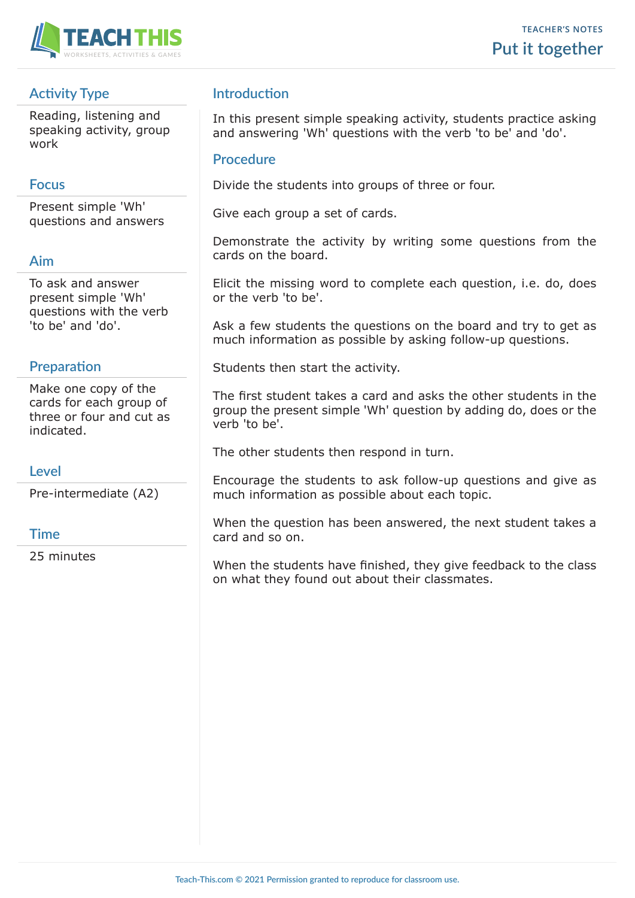# Put it together

TEACHER'S NOTES

## Activity Type

Reading, listening and speaking activity, group work

## Focus

Present simple 'Wh' questions and answers

## Aim

To ask and answer present simple 'Wh' questions with the verb 'to be' and 'do'.

## Preparation

Make one copy of the cards for each group of three or four and cut as indicated.

## Level

Pre-intermediate (A2)

## Time

25 minutes

## Introduction

In this present simple speaking activity, students practice asking and answering 'Wh' questions with the verb 'to be' and 'do'.

## Procedure

Divide the students into groups of three or four.

Give each group a set of cards.

Demonstrate the activity by writing some questions from the cards on the board.

Elicit the missing word to complete each question, i.e. do, does or the verb 'to be'.

Ask a few students the questions on the board and try to get as much information as possible by asking follow-up questions.

Students then start the activity.

The first student takes a card and asks the other students in the group the present simple 'Wh' question by adding do, does or the verb 'to be'.

The other students then respond in turn.

Encourage the students to ask follow-up questions and give as much information as possible about each topic.

When the question has been answered, the next student takes a card and so on.

When the students have finished, they give feedback to the class on what they found out about their classmates.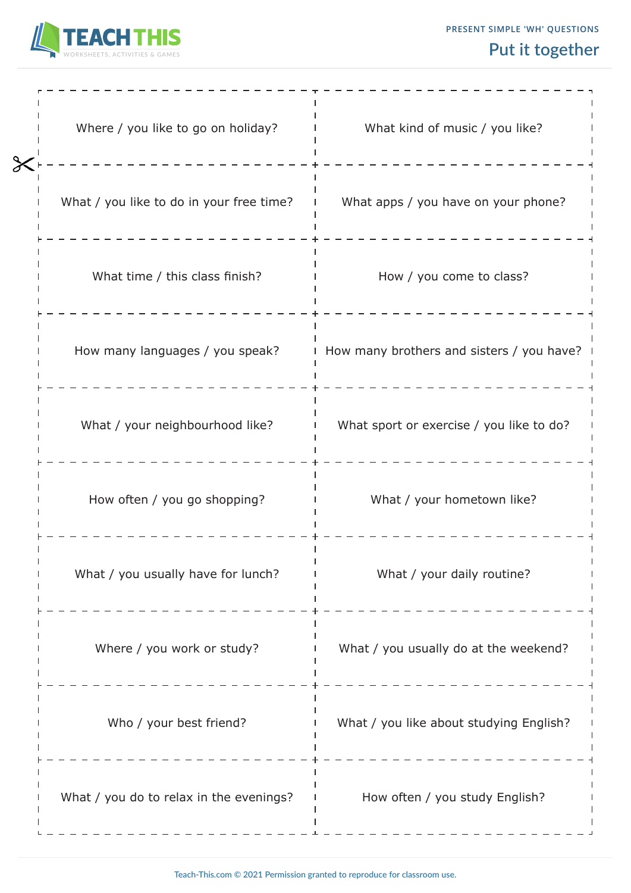# PRESENT SIMPLE 'WH' QUESTIONS

## Put it together

| | |
|---|---|
| Where / you like to go on holiday? | What kind of music / you like? |
| What / you like to do in your free time? | What apps / you have on your phone? |
| What time / this class finish? | How / you come to class? |
| How many languages / you speak? | How many brothers and sisters / you have? |
| What / your neighbourhood like? | What sport or exercise / you like to do? |
| How often / you go shopping? | What / your hometown like? |
| What / you usually have for lunch? | What / your daily routine? |
| Where / you work or study? | What / you usually do at the weekend? |
| Who / your best friend? | What / you like about studying English? |
| What / you do to relax in the evenings? | How often / you study English? |